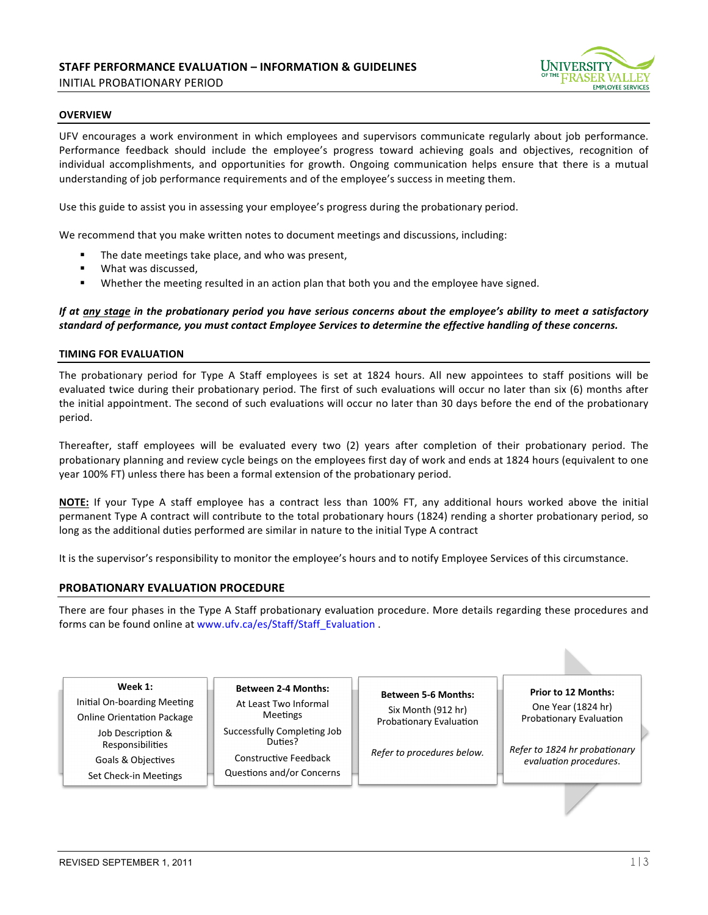# STAFF PERFORMANCE EVALUATION – INFORMATION & GUIDELINES

INITIAL PROBATIONARY PERIOD

## OVERVIEW

UFV encourages a work environment in which employees and supervisors communicate regularly about job performance. Performance feedback should include the employee's progress toward achieving goals and objectives, recognition of individual accomplishments, and opportunities for growth. Ongoing communication helps ensure that there is a mutual understanding of job performance requirements and of the employee's success in meeting them.

Use this guide to assist you in assessing your employee's progress during the probationary period.

We recommend that you make written notes to document meetings and discussions, including:

- The date meetings take place, and who was present,
- What was discussed,
- Whether the meeting resulted in an action plan that both you and the employee have signed.

***If at <u>any stage</u> in the probationary period you have serious concerns about the employee's ability to meet a satisfactory standard of performance, you must contact Employee Services to determine the effective handling of these concerns.***

## TIMING FOR EVALUATION

The probationary period for Type A Staff employees is set at 1824 hours. All new appointees to staff positions will be evaluated twice during their probationary period. The first of such evaluations will occur no later than six (6) months after the initial appointment. The second of such evaluations will occur no later than 30 days before the end of the probationary period.

Thereafter, staff employees will be evaluated every two (2) years after completion of their probationary period. The probationary planning and review cycle beings on the employees first day of work and ends at 1824 hours (equivalent to one year 100% FT) unless there has been a formal extension of the probationary period.

**<u>NOTE:</u>** If your Type A staff employee has a contract less than 100% FT, any additional hours worked above the initial permanent Type A contract will contribute to the total probationary hours (1824) rending a shorter probationary period, so long as the additional duties performed are similar in nature to the initial Type A contract

It is the supervisor's responsibility to monitor the employee's hours and to notify Employee Services of this circumstance.

## PROBATIONARY EVALUATION PROCEDURE

There are four phases in the Type A Staff probationary evaluation procedure. More details regarding these procedures and forms can be found online at www.ufv.ca/es/Staff/Staff_Evaluation .

| Week 1: | Between 2-4 Months: | Between 5-6 Months: | Prior to 12 Months: |
|---|---|---|---|
| Initial On-boarding Meeting<br>Online Orientation Package<br>Job Description & Responsibilities<br>Goals & Objectives<br>Set Check-in Meetings | At Least Two Informal Meetings<br>Successfully Completing Job Duties?<br>Constructive Feedback<br>Questions and/or Concerns | Six Month (912 hr) Probationary Evaluation<br>*Refer to procedures below.* | One Year (1824 hr) Probationary Evaluation<br>*Refer to 1824 hr probationary evaluation procedures.* |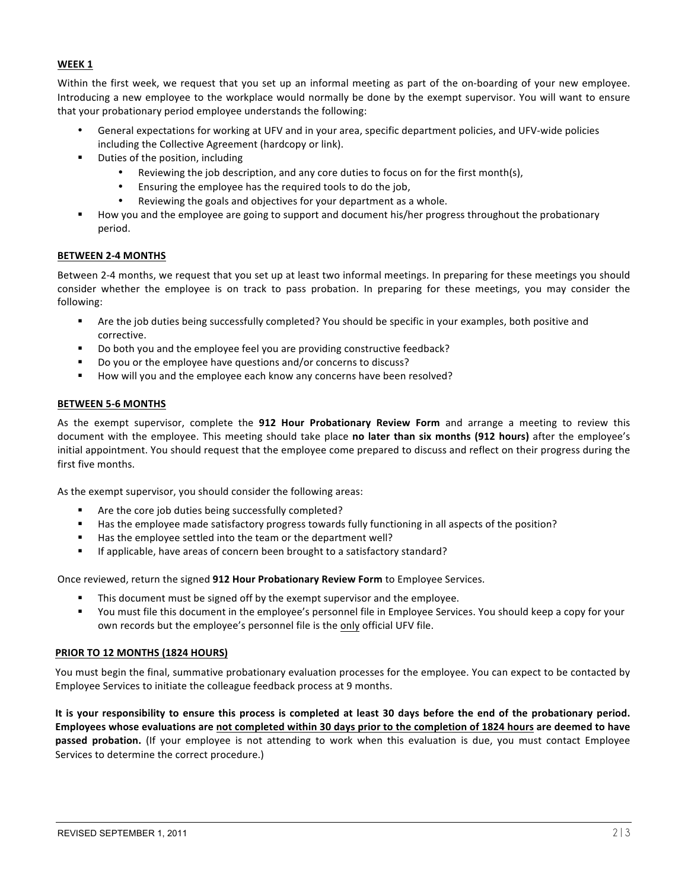**WEEK 1**

Within the first week, we request that you set up an informal meeting as part of the on-boarding of your new employee. Introducing a new employee to the workplace would normally be done by the exempt supervisor. You will want to ensure that your probationary period employee understands the following:

- General expectations for working at UFV and in your area, specific department policies, and UFV-wide policies including the Collective Agreement (hardcopy or link).
- Duties of the position, including
  - Reviewing the job description, and any core duties to focus on for the first month(s),
  - Ensuring the employee has the required tools to do the job,
  - Reviewing the goals and objectives for your department as a whole.
- How you and the employee are going to support and document his/her progress throughout the probationary period.

**BETWEEN 2-4 MONTHS**

Between 2-4 months, we request that you set up at least two informal meetings. In preparing for these meetings you should consider whether the employee is on track to pass probation. In preparing for these meetings, you may consider the following:

- Are the job duties being successfully completed? You should be specific in your examples, both positive and corrective.
- Do both you and the employee feel you are providing constructive feedback?
- Do you or the employee have questions and/or concerns to discuss?
- How will you and the employee each know any concerns have been resolved?

**BETWEEN 5-6 MONTHS**

As the exempt supervisor, complete the **912 Hour Probationary Review Form** and arrange a meeting to review this document with the employee. This meeting should take place **no later than six months (912 hours)** after the employee's initial appointment. You should request that the employee come prepared to discuss and reflect on their progress during the first five months.

As the exempt supervisor, you should consider the following areas:

- Are the core job duties being successfully completed?
- Has the employee made satisfactory progress towards fully functioning in all aspects of the position?
- Has the employee settled into the team or the department well?
- If applicable, have areas of concern been brought to a satisfactory standard?

Once reviewed, return the signed **912 Hour Probationary Review Form** to Employee Services.

- This document must be signed off by the exempt supervisor and the employee.
- You must file this document in the employee's personnel file in Employee Services. You should keep a copy for your own records but the employee's personnel file is the <u>only</u> official UFV file.

**PRIOR TO 12 MONTHS (1824 HOURS)**

You must begin the final, summative probationary evaluation processes for the employee. You can expect to be contacted by Employee Services to initiate the colleague feedback process at 9 months.

**It is your responsibility to ensure this process is completed at least 30 days before the end of the probationary period. Employees whose evaluations are <u>not completed within 30 days prior to the completion of 1824 hours</u> are deemed to have passed probation.** (If your employee is not attending to work when this evaluation is due, you must contact Employee Services to determine the correct procedure.)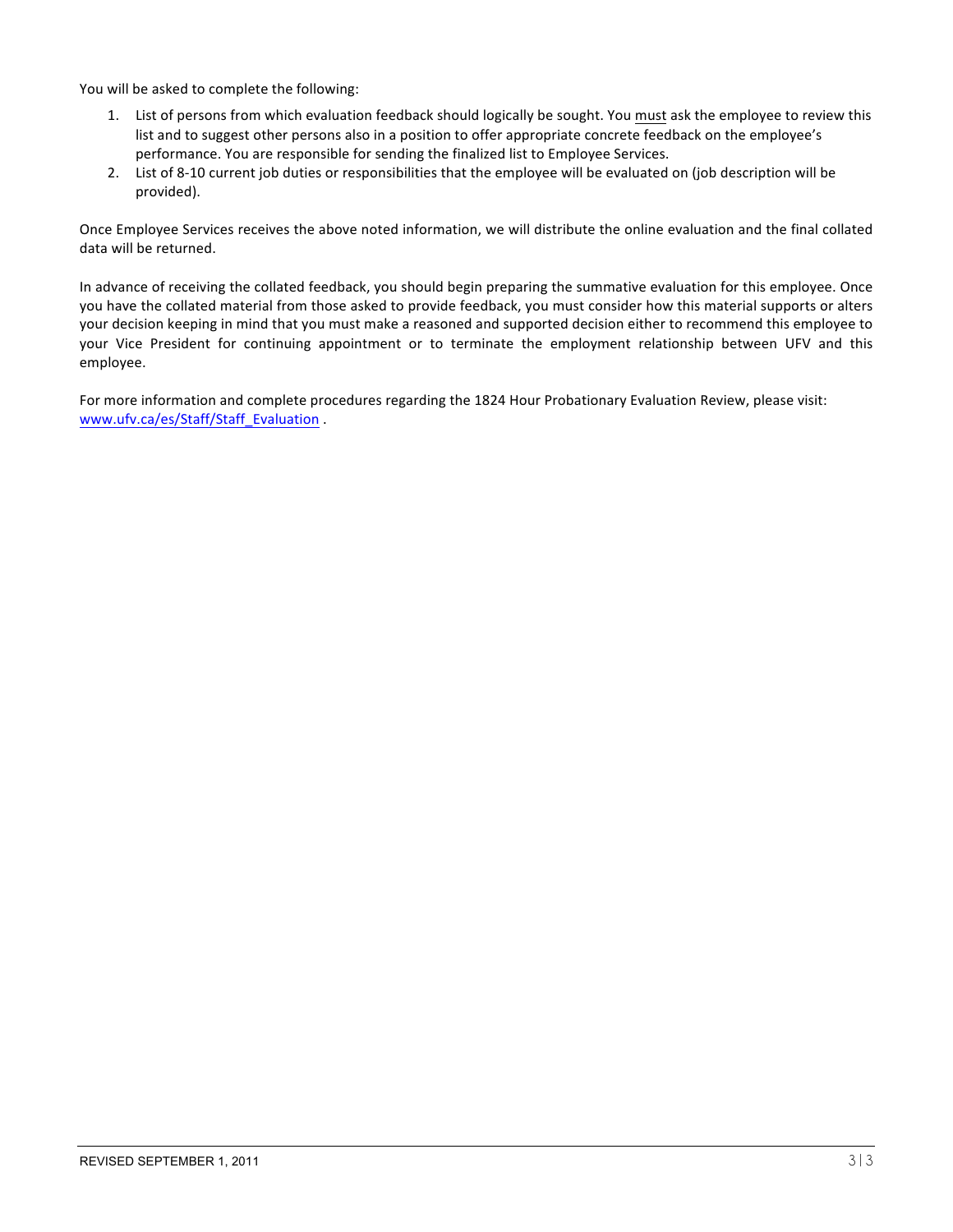You will be asked to complete the following:

1. List of persons from which evaluation feedback should logically be sought. You must ask the employee to review this list and to suggest other persons also in a position to offer appropriate concrete feedback on the employee's performance. You are responsible for sending the finalized list to Employee Services.
2. List of 8-10 current job duties or responsibilities that the employee will be evaluated on (job description will be provided).

Once Employee Services receives the above noted information, we will distribute the online evaluation and the final collated data will be returned.

In advance of receiving the collated feedback, you should begin preparing the summative evaluation for this employee. Once you have the collated material from those asked to provide feedback, you must consider how this material supports or alters your decision keeping in mind that you must make a reasoned and supported decision either to recommend this employee to your Vice President for continuing appointment or to terminate the employment relationship between UFV and this employee.

For more information and complete procedures regarding the 1824 Hour Probationary Evaluation Review, please visit: www.ufv.ca/es/Staff/Staff_Evaluation .

REVISED SEPTEMBER 1, 2011